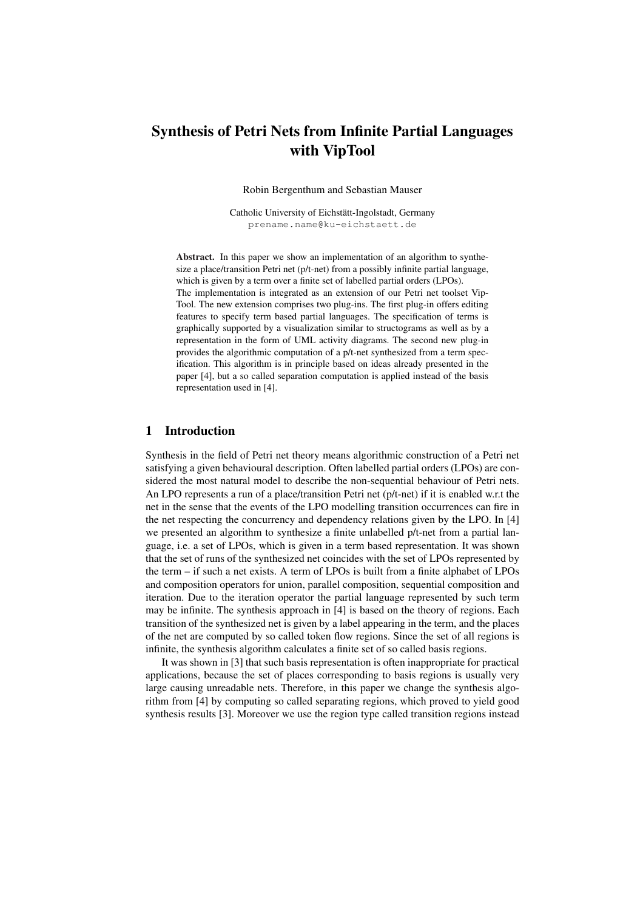# Synthesis of Petri Nets from Infinite Partial Languages with VipTool

Robin Bergenthum and Sebastian Mauser

Catholic University of Eichstätt-Ingolstadt, Germany
prename.name@ku-eichstaett.de

**Abstract.** In this paper we show an implementation of an algorithm to synthesize a place/transition Petri net (p/t-net) from a possibly infinite partial language, which is given by a term over a finite set of labelled partial orders (LPOs).
The implementation is integrated as an extension of our Petri net toolset VipTool. The new extension comprises two plug-ins. The first plug-in offers editing features to specify term based partial languages. The specification of terms is graphically supported by a visualization similar to structograms as well as by a representation in the form of UML activity diagrams. The second new plug-in provides the algorithmic computation of a p/t-net synthesized from a term specification. This algorithm is in principle based on ideas already presented in the paper [4], but a so called separation computation is applied instead of the basis representation used in [4].

## 1 Introduction

Synthesis in the field of Petri net theory means algorithmic construction of a Petri net satisfying a given behavioural description. Often labelled partial orders (LPOs) are considered the most natural model to describe the non-sequential behaviour of Petri nets. An LPO represents a run of a place/transition Petri net (p/t-net) if it is enabled w.r.t the net in the sense that the events of the LPO modelling transition occurrences can fire in the net respecting the concurrency and dependency relations given by the LPO. In [4] we presented an algorithm to synthesize a finite unlabelled p/t-net from a partial language, i.e. a set of LPOs, which is given in a term based representation. It was shown that the set of runs of the synthesized net coincides with the set of LPOs represented by the term – if such a net exists. A term of LPOs is built from a finite alphabet of LPOs and composition operators for union, parallel composition, sequential composition and iteration. Due to the iteration operator the partial language represented by such term may be infinite. The synthesis approach in [4] is based on the theory of regions. Each transition of the synthesized net is given by a label appearing in the term, and the places of the net are computed by so called token flow regions. Since the set of all regions is infinite, the synthesis algorithm calculates a finite set of so called basis regions.

It was shown in [3] that such basis representation is often inappropriate for practical applications, because the set of places corresponding to basis regions is usually very large causing unreadable nets. Therefore, in this paper we change the synthesis algorithm from [4] by computing so called separating regions, which proved to yield good synthesis results [3]. Moreover we use the region type called transition regions instead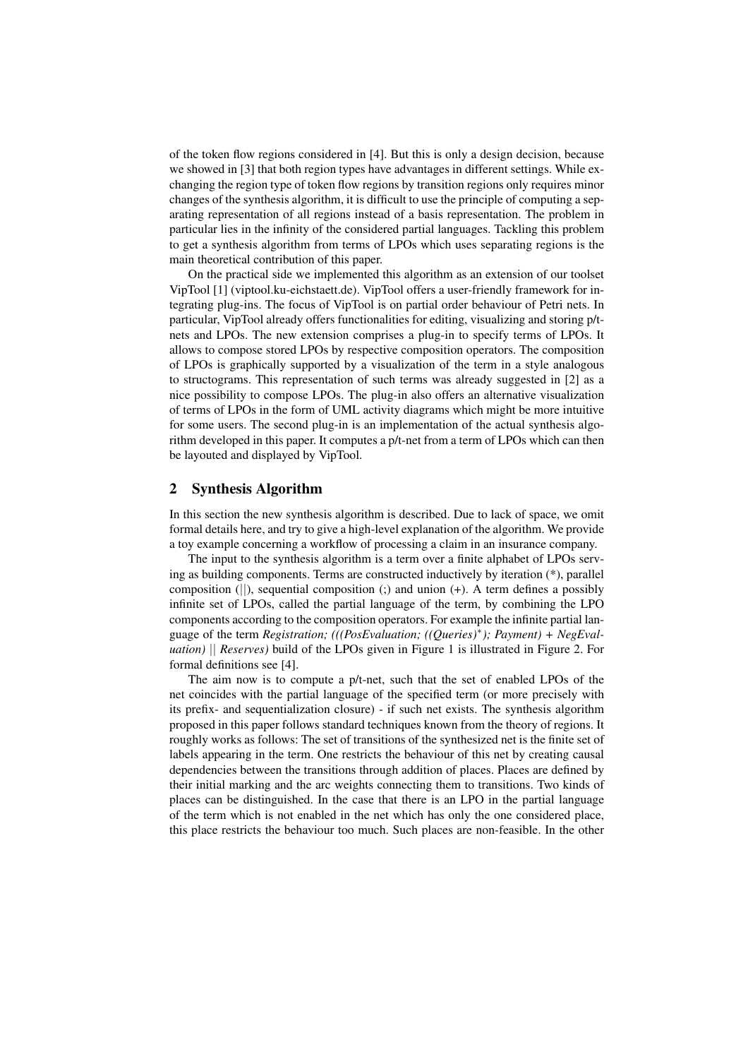of the token flow regions considered in [4]. But this is only a design decision, because we showed in [3] that both region types have advantages in different settings. While exchanging the region type of token flow regions by transition regions only requires minor changes of the synthesis algorithm, it is difficult to use the principle of computing a separating representation of all regions instead of a basis representation. The problem in particular lies in the infinity of the considered partial languages. Tackling this problem to get a synthesis algorithm from terms of LPOs which uses separating regions is the main theoretical contribution of this paper.

On the practical side we implemented this algorithm as an extension of our toolset VipTool [1] (viptool.ku-eichstaett.de). VipTool offers a user-friendly framework for integrating plug-ins. The focus of VipTool is on partial order behaviour of Petri nets. In particular, VipTool already offers functionalities for editing, visualizing and storing p/t-nets and LPOs. The new extension comprises a plug-in to specify terms of LPOs. It allows to compose stored LPOs by respective composition operators. The composition of LPOs is graphically supported by a visualization of the term in a style analogous to structograms. This representation of such terms was already suggested in [2] as a nice possibility to compose LPOs. The plug-in also offers an alternative visualization of terms of LPOs in the form of UML activity diagrams which might be more intuitive for some users. The second plug-in is an implementation of the actual synthesis algorithm developed in this paper. It computes a p/t-net from a term of LPOs which can then be layouted and displayed by VipTool.

## 2 Synthesis Algorithm

In this section the new synthesis algorithm is described. Due to lack of space, we omit formal details here, and try to give a high-level explanation of the algorithm. We provide a toy example concerning a workflow of processing a claim in an insurance company.

The input to the synthesis algorithm is a term over a finite alphabet of LPOs serving as building components. Terms are constructed inductively by iteration (*), parallel composition (||), sequential composition (;) and union (+). A term defines a possibly infinite set of LPOs, called the partial language of the term, by combining the LPO components according to the composition operators. For example the infinite partial language of the term *Registration; (((PosEvaluation; ((Queries)$^*$); Payment) + NegEvaluation) || Reserves)* build of the LPOs given in Figure 1 is illustrated in Figure 2. For formal definitions see [4].

The aim now is to compute a p/t-net, such that the set of enabled LPOs of the net coincides with the partial language of the specified term (or more precisely with its prefix- and sequentialization closure) - if such net exists. The synthesis algorithm proposed in this paper follows standard techniques known from the theory of regions. It roughly works as follows: The set of transitions of the synthesized net is the finite set of labels appearing in the term. One restricts the behaviour of this net by creating causal dependencies between the transitions through addition of places. Places are defined by their initial marking and the arc weights connecting them to transitions. Two kinds of places can be distinguished. In the case that there is an LPO in the partial language of the term which is not enabled in the net which has only the one considered place, this place restricts the behaviour too much. Such places are non-feasible. In the other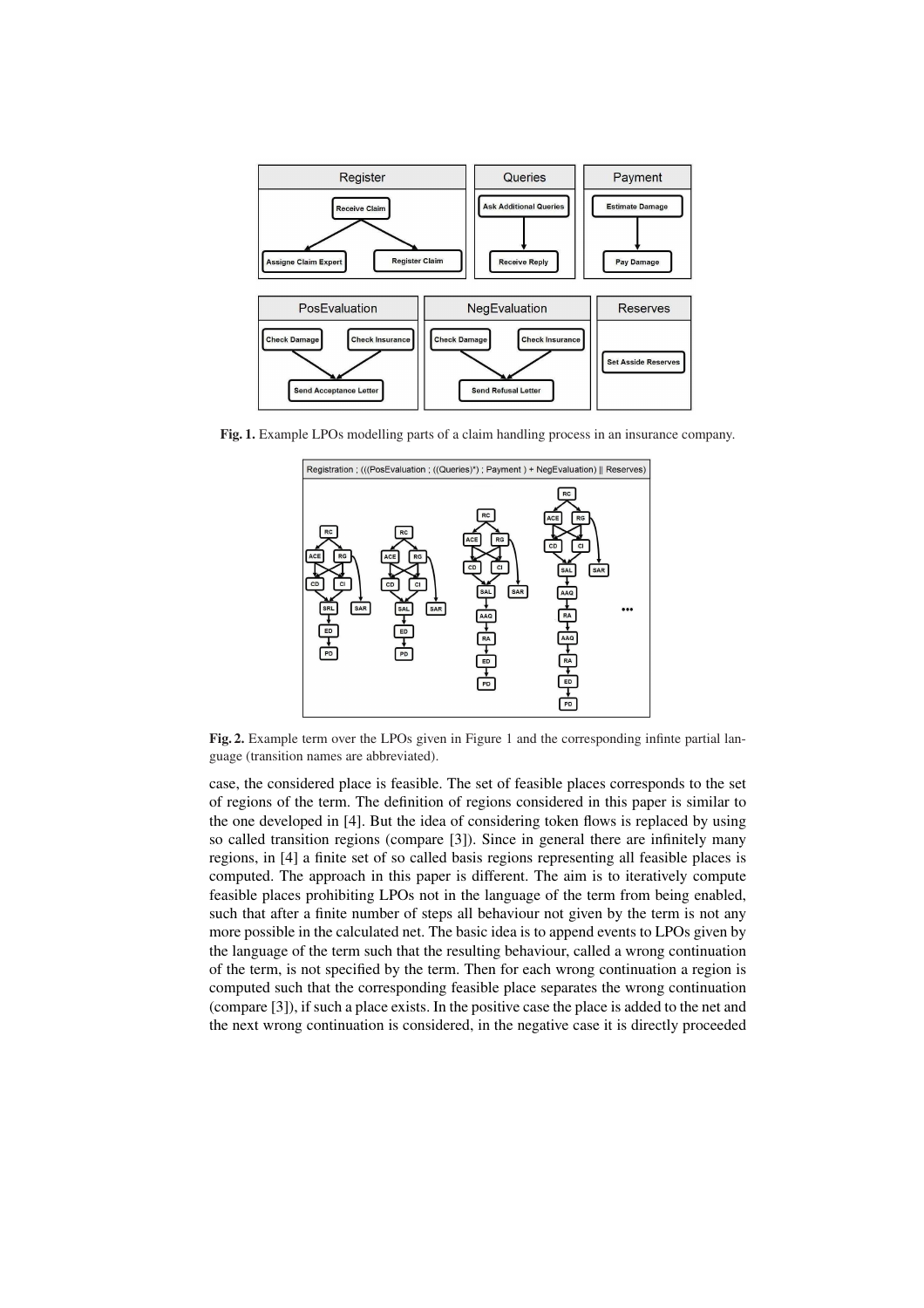**Fig. 1.** Example LPOs modelling parts of a claim handling process in an insurance company.

**Fig. 2.** Example term over the LPOs given in Figure 1 and the corresponding infinte partial language (transition names are abbreviated).

case, the considered place is feasible. The set of feasible places corresponds to the set of regions of the term. The definition of regions considered in this paper is similar to the one developed in [4]. But the idea of considering token flows is replaced by using so called transition regions (compare [3]). Since in general there are infinitely many regions, in [4] a finite set of so called basis regions representing all feasible places is computed. The approach in this paper is different. The aim is to iteratively compute feasible places prohibiting LPOs not in the language of the term from being enabled, such that after a finite number of steps all behaviour not given by the term is not any more possible in the calculated net. The basic idea is to append events to LPOs given by the language of the term such that the resulting behaviour, called a wrong continuation of the term, is not specified by the term. Then for each wrong continuation a region is computed such that the corresponding feasible place separates the wrong continuation (compare [3]), if such a place exists. In the positive case the place is added to the net and the next wrong continuation is considered, in the negative case it is directly proceeded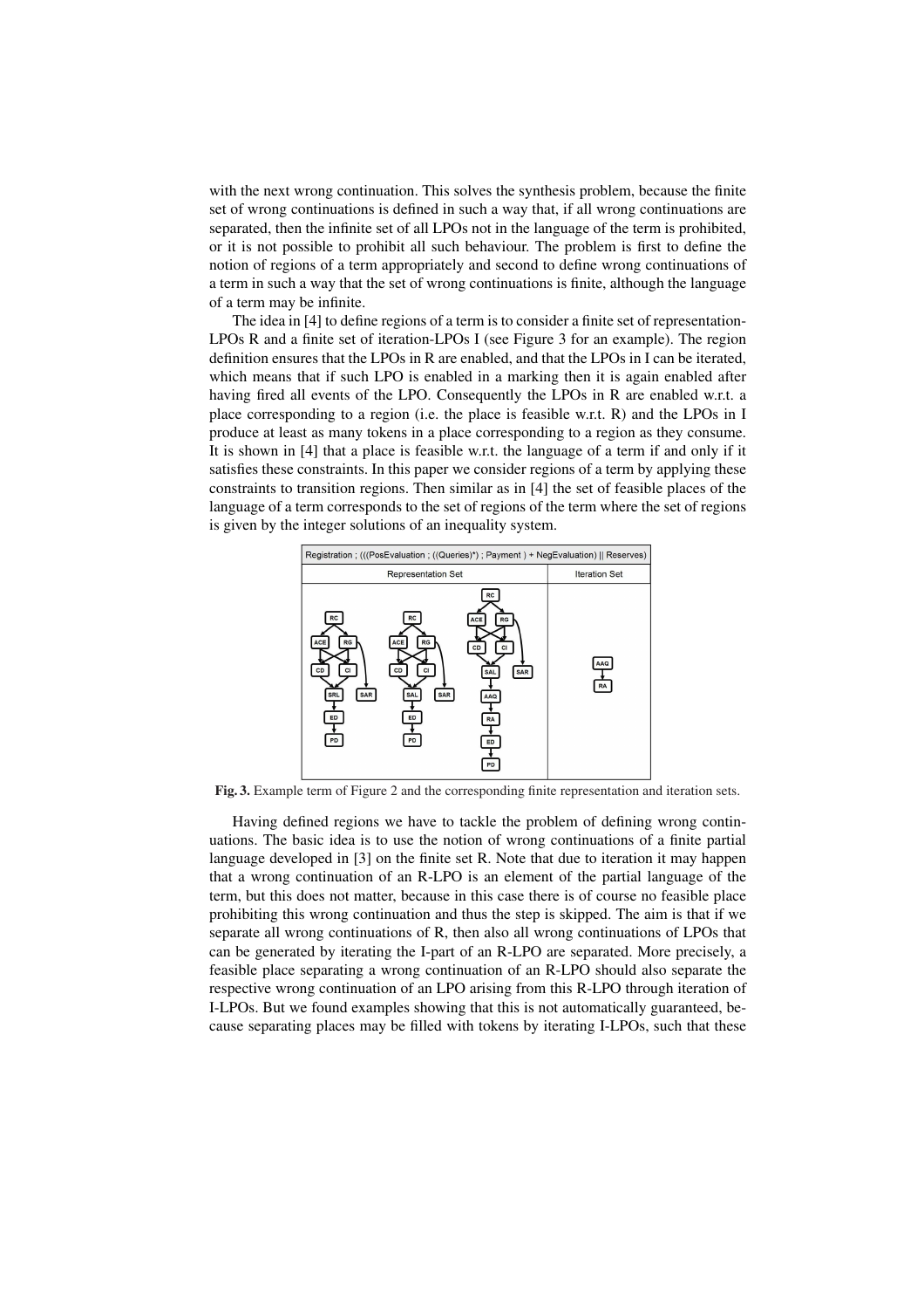with the next wrong continuation. This solves the synthesis problem, because the finite set of wrong continuations is defined in such a way that, if all wrong continuations are separated, then the infinite set of all LPOs not in the language of the term is prohibited, or it is not possible to prohibit all such behaviour. The problem is first to define the notion of regions of a term appropriately and second to define wrong continuations of a term in such a way that the set of wrong continuations is finite, although the language of a term may be infinite.

The idea in [4] to define regions of a term is to consider a finite set of representation-LPOs R and a finite set of iteration-LPOs I (see Figure 3 for an example). The region definition ensures that the LPOs in R are enabled, and that the LPOs in I can be iterated, which means that if such LPO is enabled in a marking then it is again enabled after having fired all events of the LPO. Consequently the LPOs in R are enabled w.r.t. a place corresponding to a region (i.e. the place is feasible w.r.t. R) and the LPOs in I produce at least as many tokens in a place corresponding to a region as they consume. It is shown in [4] that a place is feasible w.r.t. the language of a term if and only if it satisfies these constraints. In this paper we consider regions of a term by applying these constraints to transition regions. Then similar as in [4] the set of feasible places of the language of a term corresponds to the set of regions of the term where the set of regions is given by the integer solutions of an inequality system.

**Fig. 3.** Example term of Figure 2 and the corresponding finite representation and iteration sets.

Having defined regions we have to tackle the problem of defining wrong continuations. The basic idea is to use the notion of wrong continuations of a finite partial language developed in [3] on the finite set R. Note that due to iteration it may happen that a wrong continuation of an R-LPO is an element of the partial language of the term, but this does not matter, because in this case there is of course no feasible place prohibiting this wrong continuation and thus the step is skipped. The aim is that if we separate all wrong continuations of R, then also all wrong continuations of LPOs that can be generated by iterating the I-part of an R-LPO are separated. More precisely, a feasible place separating a wrong continuation of an R-LPO should also separate the respective wrong continuation of an LPO arising from this R-LPO through iteration of I-LPOs. But we found examples showing that this is not automatically guaranteed, because separating places may be filled with tokens by iterating I-LPOs, such that these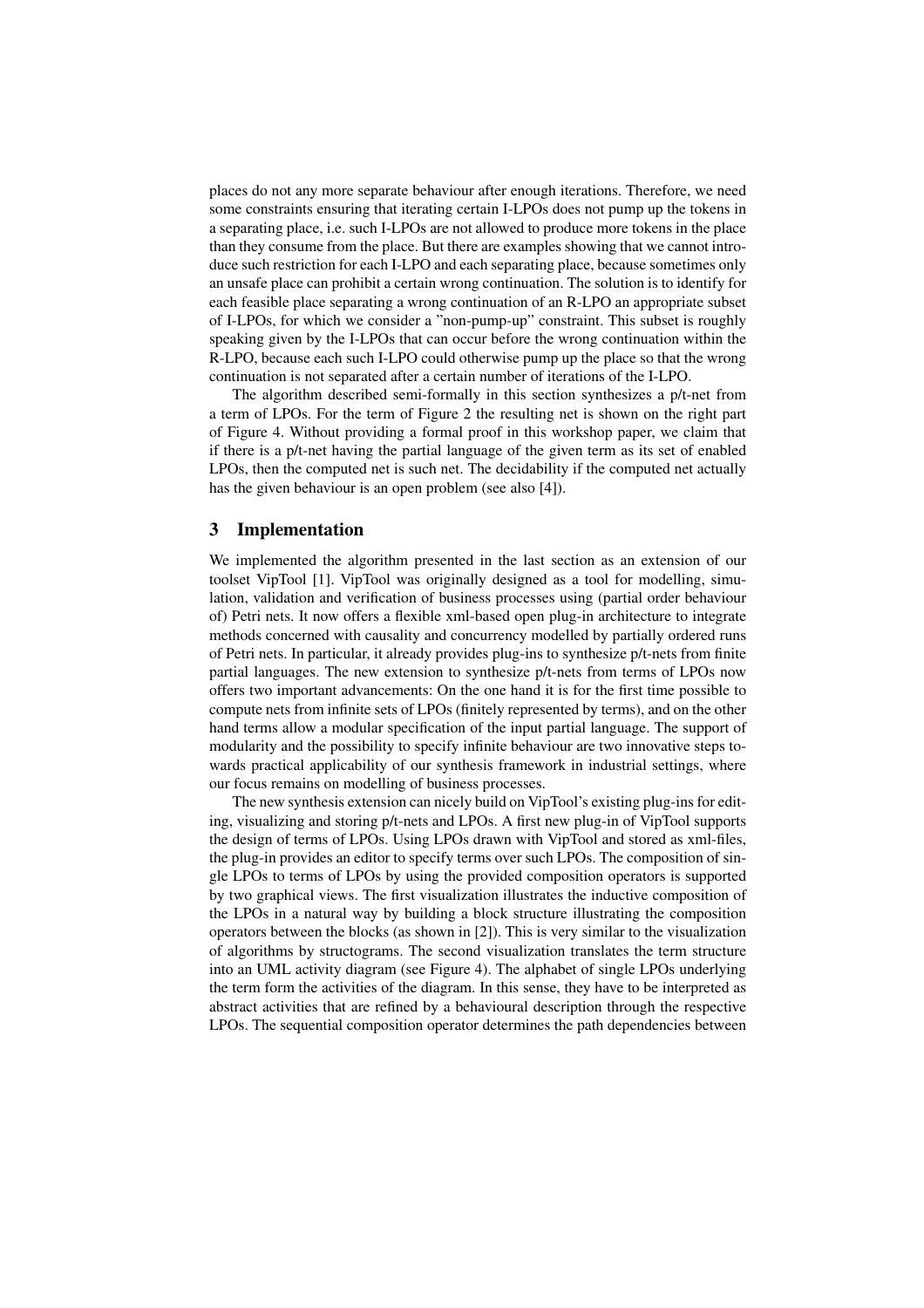places do not any more separate behaviour after enough iterations. Therefore, we need some constraints ensuring that iterating certain I-LPOs does not pump up the tokens in a separating place, i.e. such I-LPOs are not allowed to produce more tokens in the place than they consume from the place. But there are examples showing that we cannot introduce such restriction for each I-LPO and each separating place, because sometimes only an unsafe place can prohibit a certain wrong continuation. The solution is to identify for each feasible place separating a wrong continuation of an R-LPO an appropriate subset of I-LPOs, for which we consider a "non-pump-up" constraint. This subset is roughly speaking given by the I-LPOs that can occur before the wrong continuation within the R-LPO, because each such I-LPO could otherwise pump up the place so that the wrong continuation is not separated after a certain number of iterations of the I-LPO.

The algorithm described semi-formally in this section synthesizes a p/t-net from a term of LPOs. For the term of Figure 2 the resulting net is shown on the right part of Figure 4. Without providing a formal proof in this workshop paper, we claim that if there is a p/t-net having the partial language of the given term as its set of enabled LPOs, then the computed net is such net. The decidability if the computed net actually has the given behaviour is an open problem (see also [4]).

## 3 Implementation

We implemented the algorithm presented in the last section as an extension of our toolset VipTool [1]. VipTool was originally designed as a tool for modelling, simulation, validation and verification of business processes using (partial order behaviour of) Petri nets. It now offers a flexible xml-based open plug-in architecture to integrate methods concerned with causality and concurrency modelled by partially ordered runs of Petri nets. In particular, it already provides plug-ins to synthesize p/t-nets from finite partial languages. The new extension to synthesize p/t-nets from terms of LPOs now offers two important advancements: On the one hand it is for the first time possible to compute nets from infinite sets of LPOs (finitely represented by terms), and on the other hand terms allow a modular specification of the input partial language. The support of modularity and the possibility to specify infinite behaviour are two innovative steps towards practical applicability of our synthesis framework in industrial settings, where our focus remains on modelling of business processes.

The new synthesis extension can nicely build on VipTool's existing plug-ins for editing, visualizing and storing p/t-nets and LPOs. A first new plug-in of VipTool supports the design of terms of LPOs. Using LPOs drawn with VipTool and stored as xml-files, the plug-in provides an editor to specify terms over such LPOs. The composition of single LPOs to terms of LPOs by using the provided composition operators is supported by two graphical views. The first visualization illustrates the inductive composition of the LPOs in a natural way by building a block structure illustrating the composition operators between the blocks (as shown in [2]). This is very similar to the visualization of algorithms by structograms. The second visualization translates the term structure into an UML activity diagram (see Figure 4). The alphabet of single LPOs underlying the term form the activities of the diagram. In this sense, they have to be interpreted as abstract activities that are refined by a behavioural description through the respective LPOs. The sequential composition operator determines the path dependencies between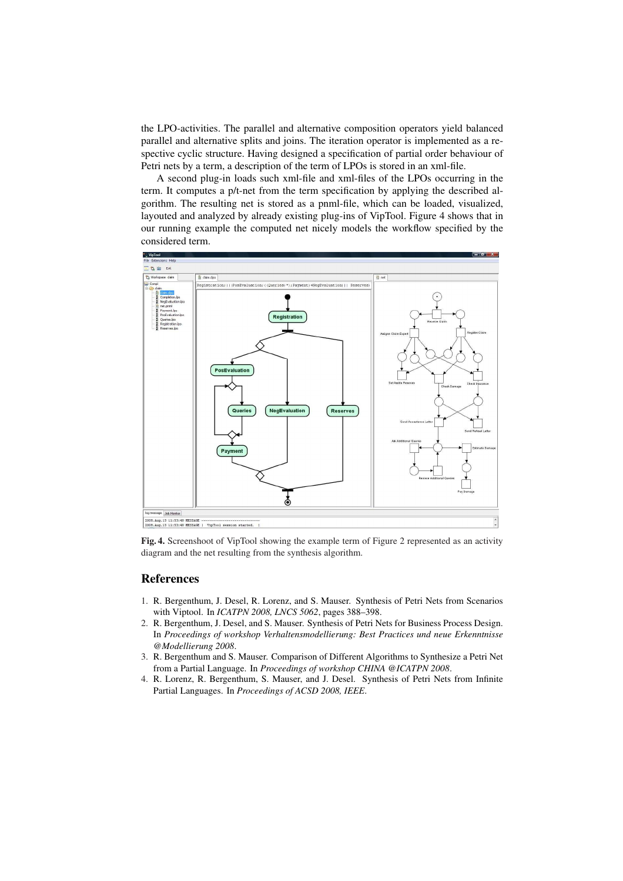the LPO-activities. The parallel and alternative composition operators yield balanced parallel and alternative splits and joins. The iteration operator is implemented as a respective cyclic structure. Having designed a specification of partial order behaviour of Petri nets by a term, a description of the term of LPOs is stored in an xml-file.

A second plug-in loads such xml-file and xml-files of the LPOs occurring in the term. It computes a p/t-net from the term specification by applying the described algorithm. The resulting net is stored as a pnml-file, which can be loaded, visualized, layouted and analyzed by already existing plug-ins of VipTool. Figure 4 shows that in our running example the computed net nicely models the workflow specified by the considered term.

**Fig. 4.** Screenshoot of VipTool showing the example term of Figure 2 represented as an activity diagram and the net resulting from the synthesis algorithm.

## References

1. R. Bergenthum, J. Desel, R. Lorenz, and S. Mauser. Synthesis of Petri Nets from Scenarios with Viptool. In *ICATPN 2008, LNCS 5062*, pages 388–398.
2. R. Bergenthum, J. Desel, and S. Mauser. Synthesis of Petri Nets for Business Process Design. In *Proceedings of workshop Verhaltensmodellierung: Best Practices und neue Erkenntnisse @Modellierung 2008*.
3. R. Bergenthum and S. Mauser. Comparison of Different Algorithms to Synthesize a Petri Net from a Partial Language. In *Proceedings of workshop CHINA @ICATPN 2008*.
4. R. Lorenz, R. Bergenthum, S. Mauser, and J. Desel. Synthesis of Petri Nets from Infinite Partial Languages. In *Proceedings of ACSD 2008, IEEE*.